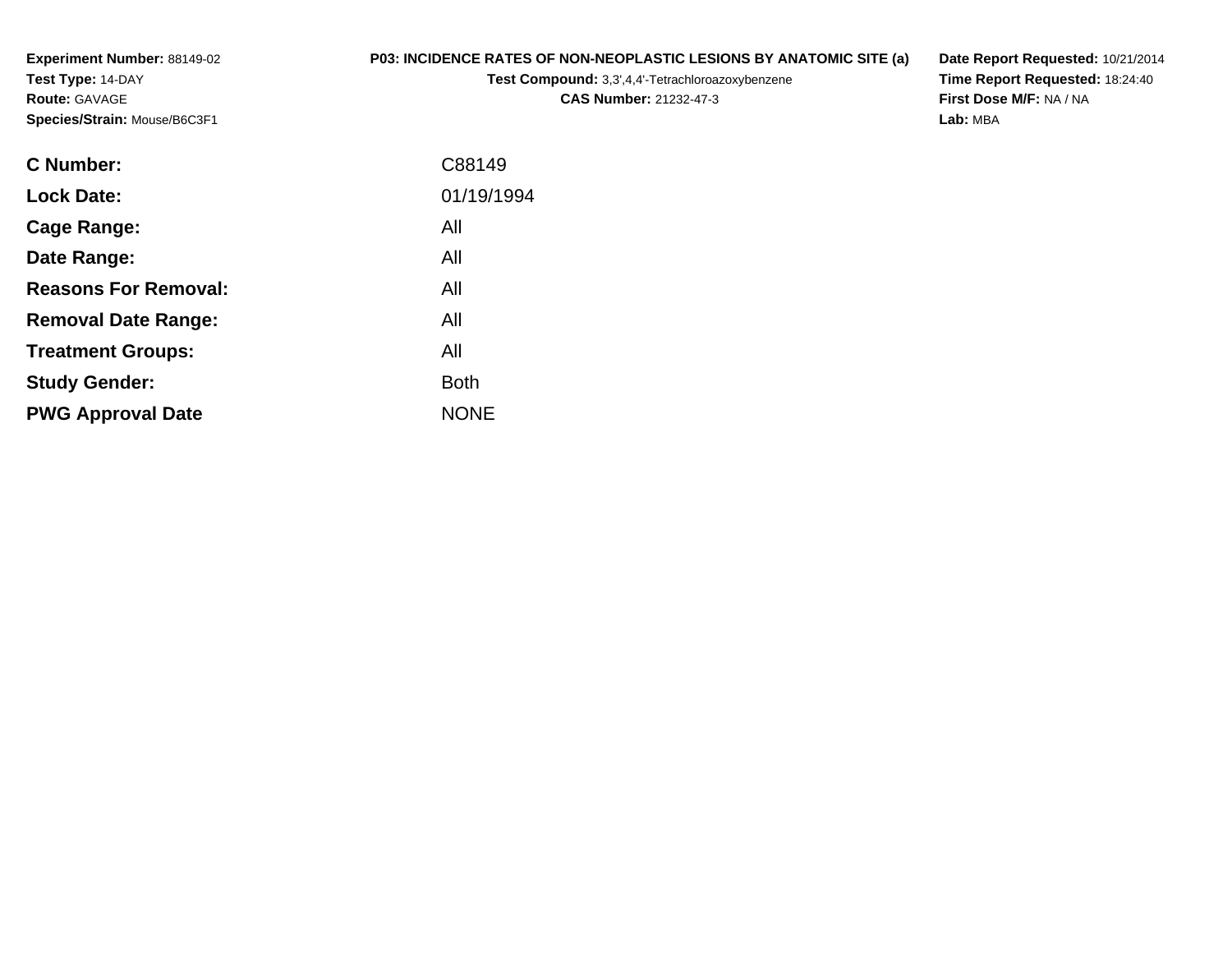**Experiment Number:** 88149-02
**Test Type:** 14-DAY
**Route:** GAVAGE
**Species/Strain:** Mouse/B6C3F1

**P03: INCIDENCE RATES OF NON-NEOPLASTIC LESIONS BY ANATOMIC SITE (a)**
**Test Compound:** 3,3',4,4'-Tetrachloroazoxybenzene
**CAS Number:** 21232-47-3

**Date Report Requested:** 10/21/2014
**Time Report Requested:** 18:24:40
**First Dose M/F:** NA / NA
**Lab:** MBA

| | |
|---|---|
| **C Number:** | C88149 |
| **Lock Date:** | 01/19/1994 |
| **Cage Range:** | All |
| **Date Range:** | All |
| **Reasons For Removal:** | All |
| **Removal Date Range:** | All |
| **Treatment Groups:** | All |
| **Study Gender:** | Both |
| **PWG Approval Date** | NONE |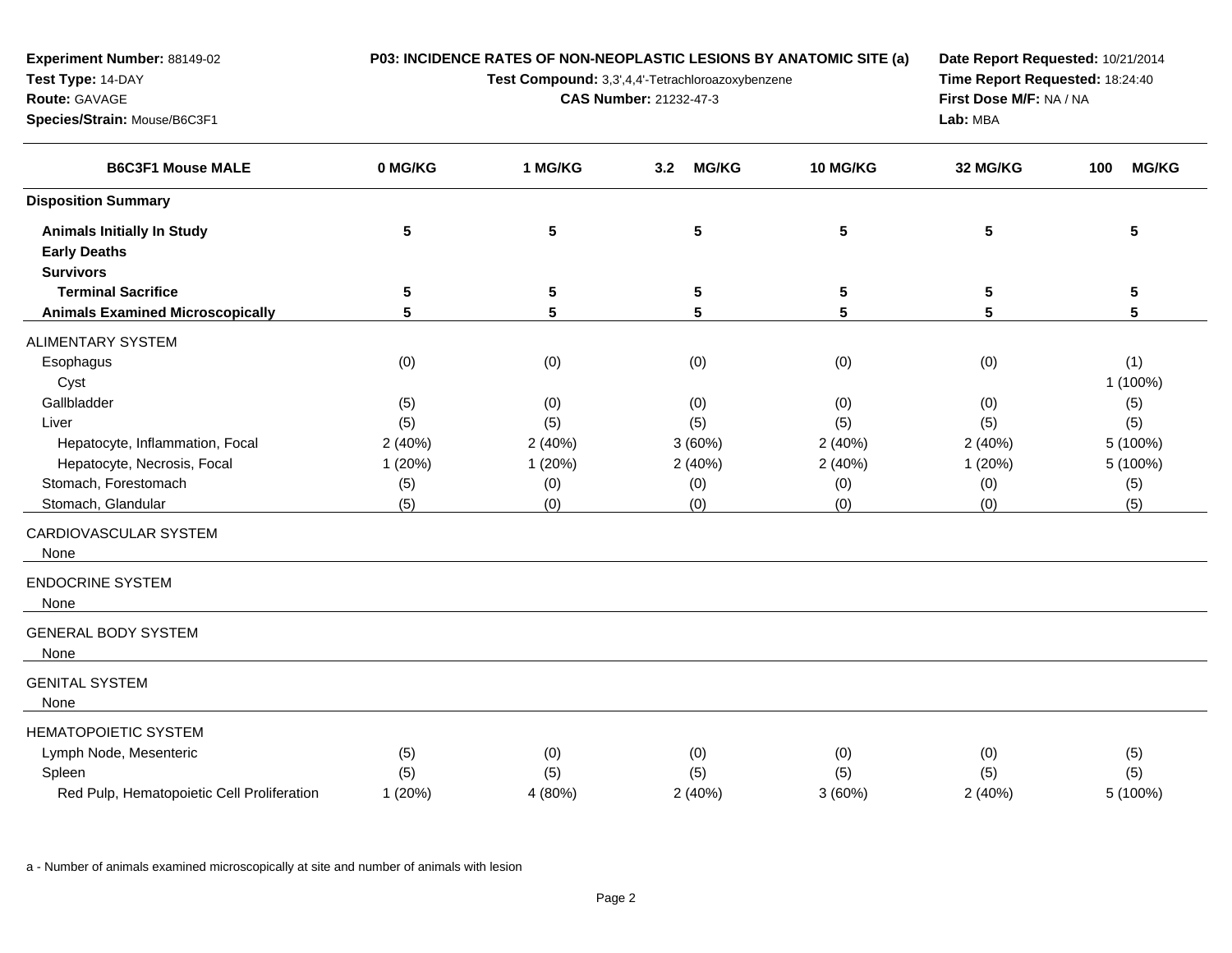**Experiment Number:** 88149-02
**Test Type:** 14-DAY
**Route:** GAVAGE
**Species/Strain:** Mouse/B6C3F1

**P03: INCIDENCE RATES OF NON-NEOPLASTIC LESIONS BY ANATOMIC SITE (a)**
**Test Compound:** 3,3',4,4'-Tetrachloroazoxybenzene
**CAS Number:** 21232-47-3

**Date Report Requested:** 10/21/2014
**Time Report Requested:** 18:24:40
**First Dose M/F:** NA / NA
**Lab:** MBA

| B6C3F1 Mouse MALE | 0 MG/KG | 1 MG/KG | 3.2 MG/KG | 10 MG/KG | 32 MG/KG | 100 MG/KG |
|---|---|---|---|---|---|---|
| **Disposition Summary** | | | | | | |
| **Animals Initially In Study** | 5 | 5 | 5 | 5 | 5 | 5 |
| **Early Deaths** | | | | | | |
| **Survivors** | | | | | | |
| **Terminal Sacrifice** | 5 | 5 | 5 | 5 | 5 | 5 |
| **Animals Examined Microscopically** | 5 | 5 | 5 | 5 | 5 | 5 |
| ALIMENTARY SYSTEM | | | | | | |
| Esophagus | (0) | (0) | (0) | (0) | (0) | (1) |
| Cyst | | | | | | 1 (100%) |
| Gallbladder | (5) | (0) | (0) | (0) | (0) | (5) |
| Liver | (5) | (5) | (5) | (5) | (5) | (5) |
| Hepatocyte, Inflammation, Focal | 2 (40%) | 2 (40%) | 3 (60%) | 2 (40%) | 2 (40%) | 5 (100%) |
| Hepatocyte, Necrosis, Focal | 1 (20%) | 1 (20%) | 2 (40%) | 2 (40%) | 1 (20%) | 5 (100%) |
| Stomach, Forestomach | (5) | (0) | (0) | (0) | (0) | (5) |
| Stomach, Glandular | (5) | (0) | (0) | (0) | (0) | (5) |
| CARDIOVASCULAR SYSTEM | | | | | | |
| None | | | | | | |
| ENDOCRINE SYSTEM | | | | | | |
| None | | | | | | |
| GENERAL BODY SYSTEM | | | | | | |
| None | | | | | | |
| GENITAL SYSTEM | | | | | | |
| None | | | | | | |
| HEMATOPOIETIC SYSTEM | | | | | | |
| Lymph Node, Mesenteric | (5) | (0) | (0) | (0) | (0) | (5) |
| Spleen | (5) | (5) | (5) | (5) | (5) | (5) |
| Red Pulp, Hematopoietic Cell Proliferation | 1 (20%) | 4 (80%) | 2 (40%) | 3 (60%) | 2 (40%) | 5 (100%) |

a - Number of animals examined microscopically at site and number of animals with lesion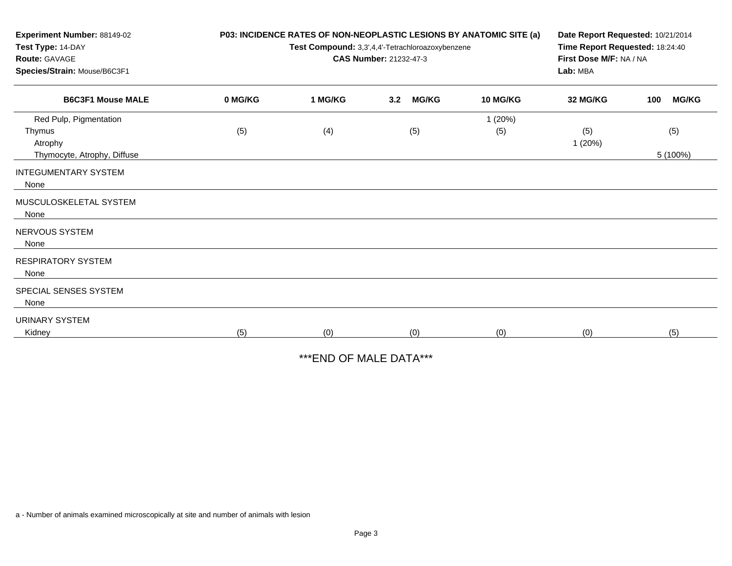**Experiment Number:** 88149-02
**Test Type:** 14-DAY
**Route:** GAVAGE
**Species/Strain:** Mouse/B6C3F1

**P03: INCIDENCE RATES OF NON-NEOPLASTIC LESIONS BY ANATOMIC SITE (a)**
**Test Compound:** 3,3',4,4'-Tetrachloroazoxybenzene
**CAS Number:** 21232-47-3

**Date Report Requested:** 10/21/2014
**Time Report Requested:** 18:24:40
**First Dose M/F:** NA / NA
**Lab:** MBA

| B6C3F1 Mouse MALE | 0 MG/KG | 1 MG/KG | 3.2 MG/KG | 10 MG/KG | 32 MG/KG | 100 MG/KG |
|---|---|---|---|---|---|---|
| Red Pulp, Pigmentation | | | | 1 (20%) | | |
| Thymus | (5) | (4) | (5) | (5) | (5) | (5) |
| Atrophy | | | | | 1 (20%) | |
| Thymocyte, Atrophy, Diffuse | | | | | | 5 (100%) |
| INTEGUMENTARY SYSTEM | | | | | | |
| None | | | | | | |
| MUSCULOSKELETAL SYSTEM | | | | | | |
| None | | | | | | |
| NERVOUS SYSTEM | | | | | | |
| None | | | | | | |
| RESPIRATORY SYSTEM | | | | | | |
| None | | | | | | |
| SPECIAL SENSES SYSTEM | | | | | | |
| None | | | | | | |
| URINARY SYSTEM | | | | | | |
| Kidney | (5) | (0) | (0) | (0) | (0) | (5) |

***END OF MALE DATA***

a - Number of animals examined microscopically at site and number of animals with lesion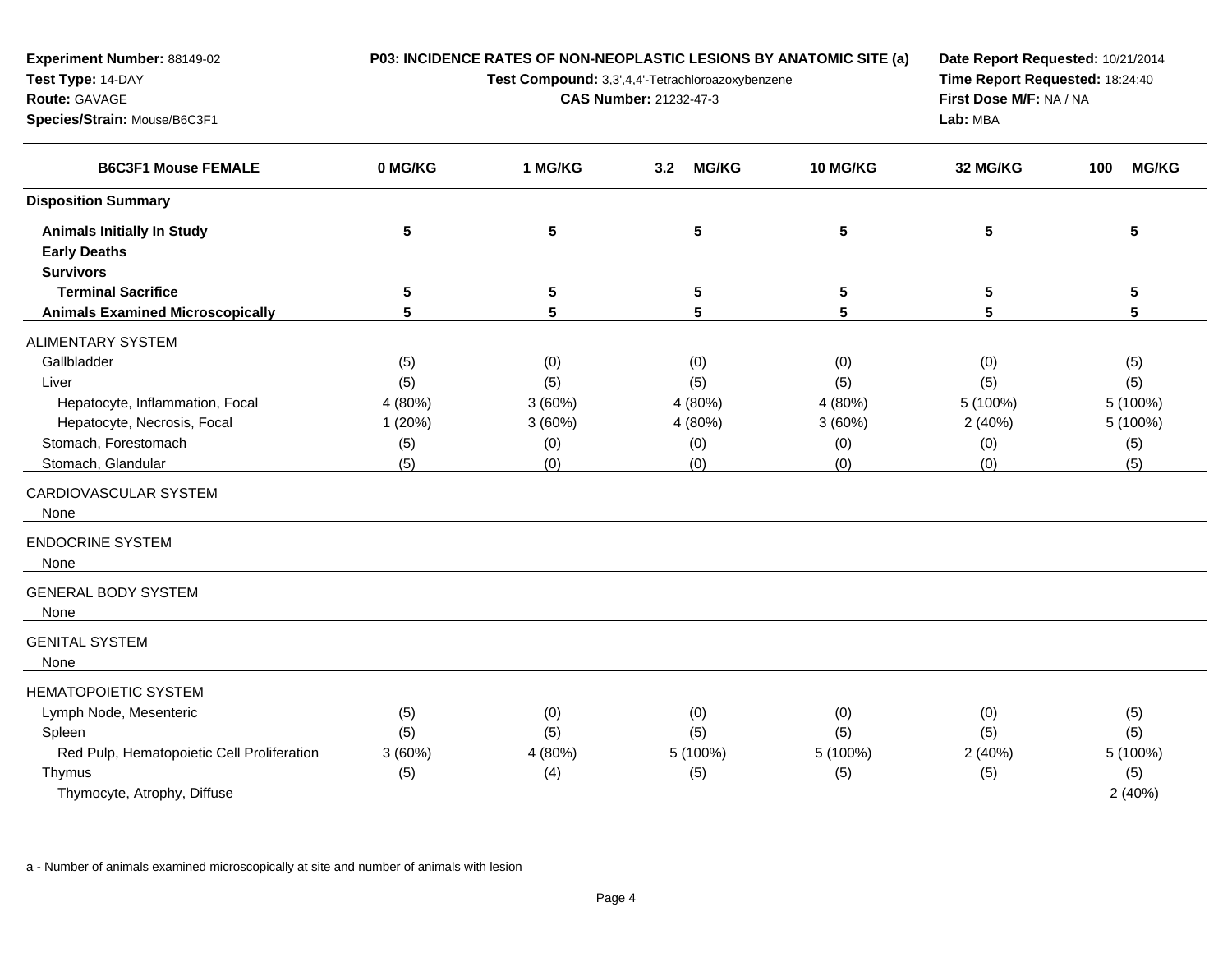**Experiment Number:** 88149-02
**Test Type:** 14-DAY
**Route:** GAVAGE
**Species/Strain:** Mouse/B6C3F1

**P03: INCIDENCE RATES OF NON-NEOPLASTIC LESIONS BY ANATOMIC SITE (a)**
**Test Compound:** 3,3',4,4'-Tetrachloroazoxybenzene
**CAS Number:** 21232-47-3

**Date Report Requested:** 10/21/2014
**Time Report Requested:** 18:24:40
**First Dose M/F:** NA / NA
**Lab:** MBA

| B6C3F1 Mouse FEMALE | 0 MG/KG | 1 MG/KG | 3.2 MG/KG | 10 MG/KG | 32 MG/KG | 100 MG/KG |
|---|---|---|---|---|---|---|
| **Disposition Summary** | | | | | | |
| **Animals Initially In Study** | **5** | **5** | **5** | **5** | **5** | **5** |
| **Early Deaths** | | | | | | |
| **Survivors** | | | | | | |
| **Terminal Sacrifice** | **5** | **5** | **5** | **5** | **5** | **5** |
| **Animals Examined Microscopically** | **5** | **5** | **5** | **5** | **5** | **5** |
| ALIMENTARY SYSTEM | | | | | | |
| Gallbladder | (5) | (0) | (0) | (0) | (0) | (5) |
| Liver | (5) | (5) | (5) | (5) | (5) | (5) |
| Hepatocyte, Inflammation, Focal | 4 (80%) | 3 (60%) | 4 (80%) | 4 (80%) | 5 (100%) | 5 (100%) |
| Hepatocyte, Necrosis, Focal | 1 (20%) | 3 (60%) | 4 (80%) | 3 (60%) | 2 (40%) | 5 (100%) |
| Stomach, Forestomach | (5) | (0) | (0) | (0) | (0) | (5) |
| Stomach, Glandular | (5) | (0) | (0) | (0) | (0) | (5) |
| CARDIOVASCULAR SYSTEM | | | | | | |
| None | | | | | | |
| ENDOCRINE SYSTEM | | | | | | |
| None | | | | | | |
| GENERAL BODY SYSTEM | | | | | | |
| None | | | | | | |
| GENITAL SYSTEM | | | | | | |
| None | | | | | | |
| HEMATOPOIETIC SYSTEM | | | | | | |
| Lymph Node, Mesenteric | (5) | (0) | (0) | (0) | (0) | (5) |
| Spleen | (5) | (5) | (5) | (5) | (5) | (5) |
| Red Pulp, Hematopoietic Cell Proliferation | 3 (60%) | 4 (80%) | 5 (100%) | 5 (100%) | 2 (40%) | 5 (100%) |
| Thymus | (5) | (4) | (5) | (5) | (5) | (5) |
| Thymocyte, Atrophy, Diffuse | | | | | | 2 (40%) |

a - Number of animals examined microscopically at site and number of animals with lesion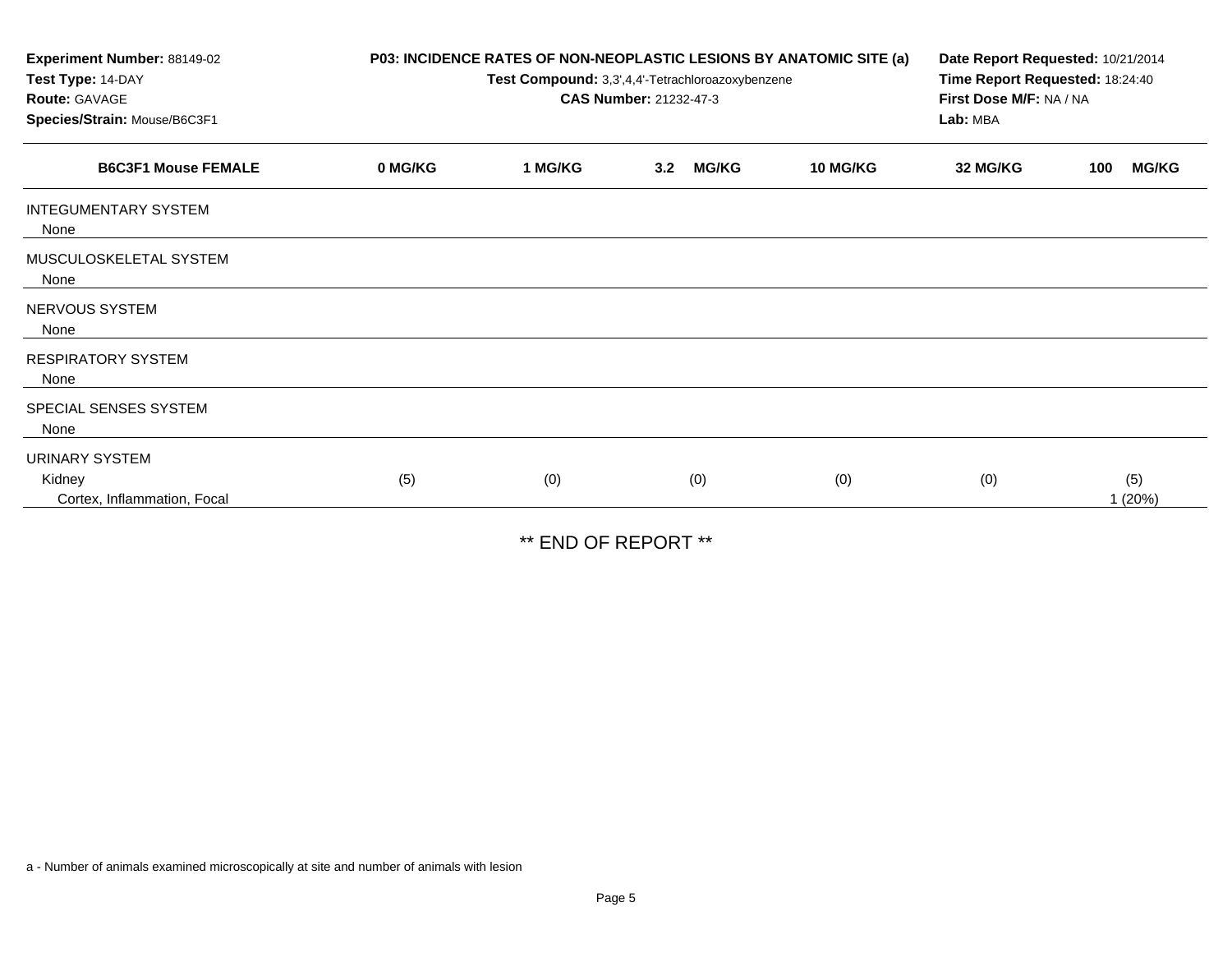**Experiment Number:** 88149-02
**Test Type:** 14-DAY
**Route:** GAVAGE
**Species/Strain:** Mouse/B6C3F1

**P03: INCIDENCE RATES OF NON-NEOPLASTIC LESIONS BY ANATOMIC SITE (a)**
**Test Compound:** 3,3',4,4'-Tetrachloroazoxybenzene
**CAS Number:** 21232-47-3

**Date Report Requested:** 10/21/2014
**Time Report Requested:** 18:24:40
**First Dose M/F:** NA / NA
**Lab:** MBA

| B6C3F1 Mouse FEMALE | 0 MG/KG | 1 MG/KG | 3.2 MG/KG | 10 MG/KG | 32 MG/KG | 100 MG/KG |
|---|---|---|---|---|---|---|
| INTEGUMENTARY SYSTEM | | | | | | |
| None | | | | | | |
| MUSCULOSKELETAL SYSTEM | | | | | | |
| None | | | | | | |
| NERVOUS SYSTEM | | | | | | |
| None | | | | | | |
| RESPIRATORY SYSTEM | | | | | | |
| None | | | | | | |
| SPECIAL SENSES SYSTEM | | | | | | |
| None | | | | | | |
| URINARY SYSTEM | | | | | | |
| Kidney | (5) | (0) | (0) | (0) | (0) | (5) |
| Cortex, Inflammation, Focal | | | | | | 1 (20%) |

** END OF REPORT **

a - Number of animals examined microscopically at site and number of animals with lesion